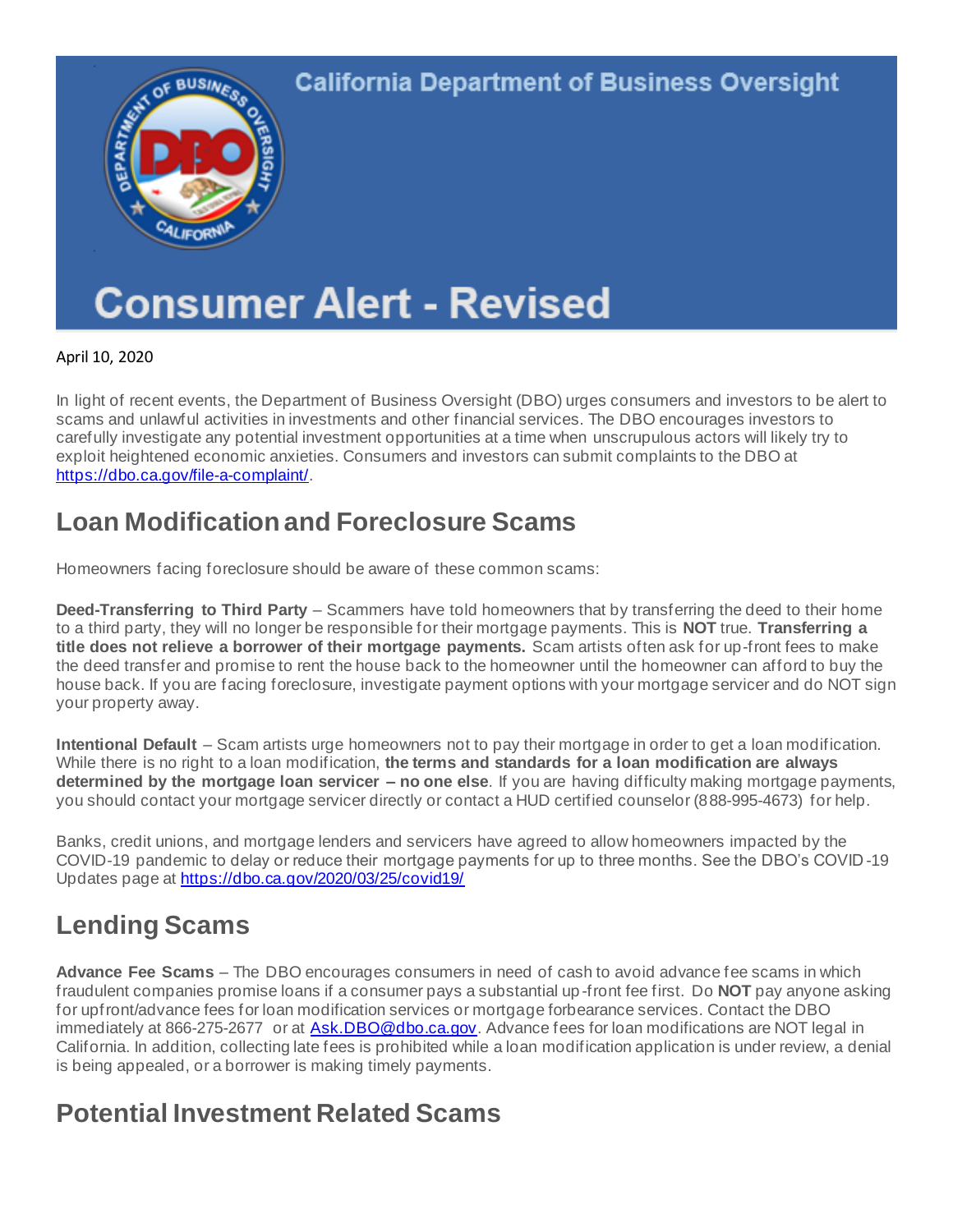California Department of Business Oversight

# Consumer Alert - Revised

April 10, 2020

In light of recent events, the Department of Business Oversight (DBO) urges consumers and investors to be alert to scams and unlawful activities in investments and other financial services. The DBO encourages investors to carefully investigate any potential investment opportunities at a time when unscrupulous actors will likely try to exploit heightened economic anxieties. Consumers and investors can submit complaints to the DBO at [https://dbo.ca.gov/file-a-complaint/](https://dbo.ca.gov/file-a-complaint/).

## Loan Modification and Foreclosure Scams

Homeowners facing foreclosure should be aware of these common scams:

**Deed-Transferring to Third Party** – Scammers have told homeowners that by transferring the deed to their home to a third party, they will no longer be responsible for their mortgage payments. This is **NOT** true. **Transferring a title does not relieve a borrower of their mortgage payments.** Scam artists often ask for up-front fees to make the deed transfer and promise to rent the house back to the homeowner until the homeowner can afford to buy the house back. If you are facing foreclosure, investigate payment options with your mortgage servicer and do NOT sign your property away.

**Intentional Default** – Scam artists urge homeowners not to pay their mortgage in order to get a loan modification. While there is no right to a loan modification, **the terms and standards for a loan modification are always determined by the mortgage loan servicer – no one else**. If you are having difficulty making mortgage payments, you should contact your mortgage servicer directly or contact a HUD certified counselor (888-995-4673) for help.

Banks, credit unions, and mortgage lenders and servicers have agreed to allow homeowners impacted by the COVID-19 pandemic to delay or reduce their mortgage payments for up to three months. See the DBO's COVID-19 Updates page at [https://dbo.ca.gov/2020/03/25/covid19/](https://dbo.ca.gov/2020/03/25/covid19/)

## Lending Scams

**Advance Fee Scams** – The DBO encourages consumers in need of cash to avoid advance fee scams in which fraudulent companies promise loans if a consumer pays a substantial up-front fee first. Do **NOT** pay anyone asking for upfront/advance fees for loan modification services or mortgage forbearance services. Contact the DBO immediately at 866-275-2677 or at [Ask.DBO@dbo.ca.gov](mailto:Ask.DBO@dbo.ca.gov). Advance fees for loan modifications are NOT legal in California. In addition, collecting late fees is prohibited while a loan modification application is under review, a denial is being appealed, or a borrower is making timely payments.

## Potential Investment Related Scams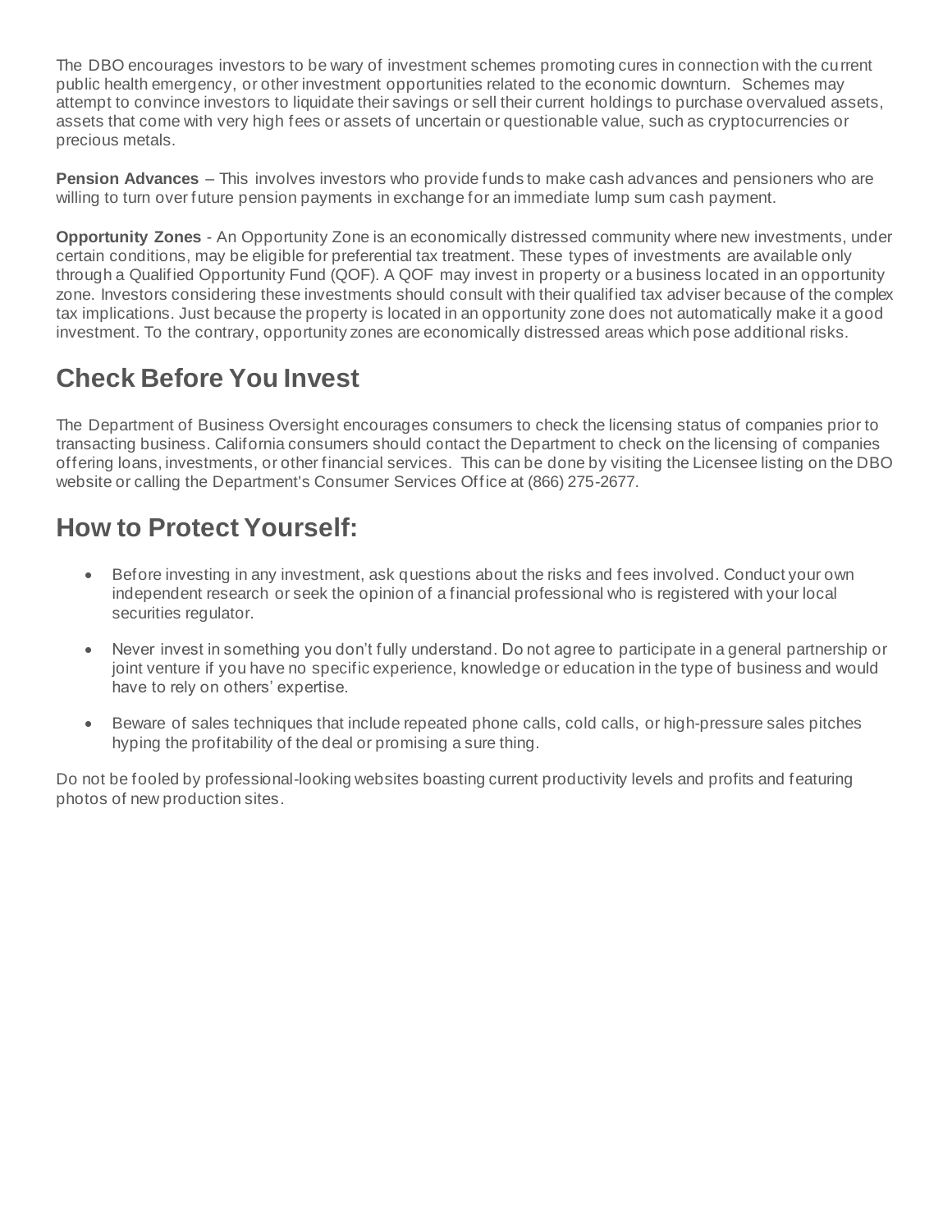The DBO encourages investors to be wary of investment schemes promoting cures in connection with the current public health emergency, or other investment opportunities related to the economic downturn. Schemes may attempt to convince investors to liquidate their savings or sell their current holdings to purchase overvalued assets, assets that come with very high fees or assets of uncertain or questionable value, such as cryptocurrencies or precious metals.

**Pension Advances** – This involves investors who provide funds to make cash advances and pensioners who are willing to turn over future pension payments in exchange for an immediate lump sum cash payment.

**Opportunity Zones** - An Opportunity Zone is an economically distressed community where new investments, under certain conditions, may be eligible for preferential tax treatment. These types of investments are available only through a Qualified Opportunity Fund (QOF). A QOF may invest in property or a business located in an opportunity zone. Investors considering these investments should consult with their qualified tax adviser because of the complex tax implications. Just because the property is located in an opportunity zone does not automatically make it a good investment. To the contrary, opportunity zones are economically distressed areas which pose additional risks.

## Check Before You Invest

The Department of Business Oversight encourages consumers to check the licensing status of companies prior to transacting business. California consumers should contact the Department to check on the licensing of companies offering loans, investments, or other financial services. This can be done by visiting the Licensee listing on the DBO website or calling the Department's Consumer Services Office at (866) 275-2677.

## How to Protect Yourself:

- Before investing in any investment, ask questions about the risks and fees involved. Conduct your own independent research or seek the opinion of a financial professional who is registered with your local securities regulator.
- Never invest in something you don't fully understand. Do not agree to participate in a general partnership or joint venture if you have no specific experience, knowledge or education in the type of business and would have to rely on others' expertise.
- Beware of sales techniques that include repeated phone calls, cold calls, or high-pressure sales pitches hyping the profitability of the deal or promising a sure thing.

Do not be fooled by professional-looking websites boasting current productivity levels and profits and featuring photos of new production sites.